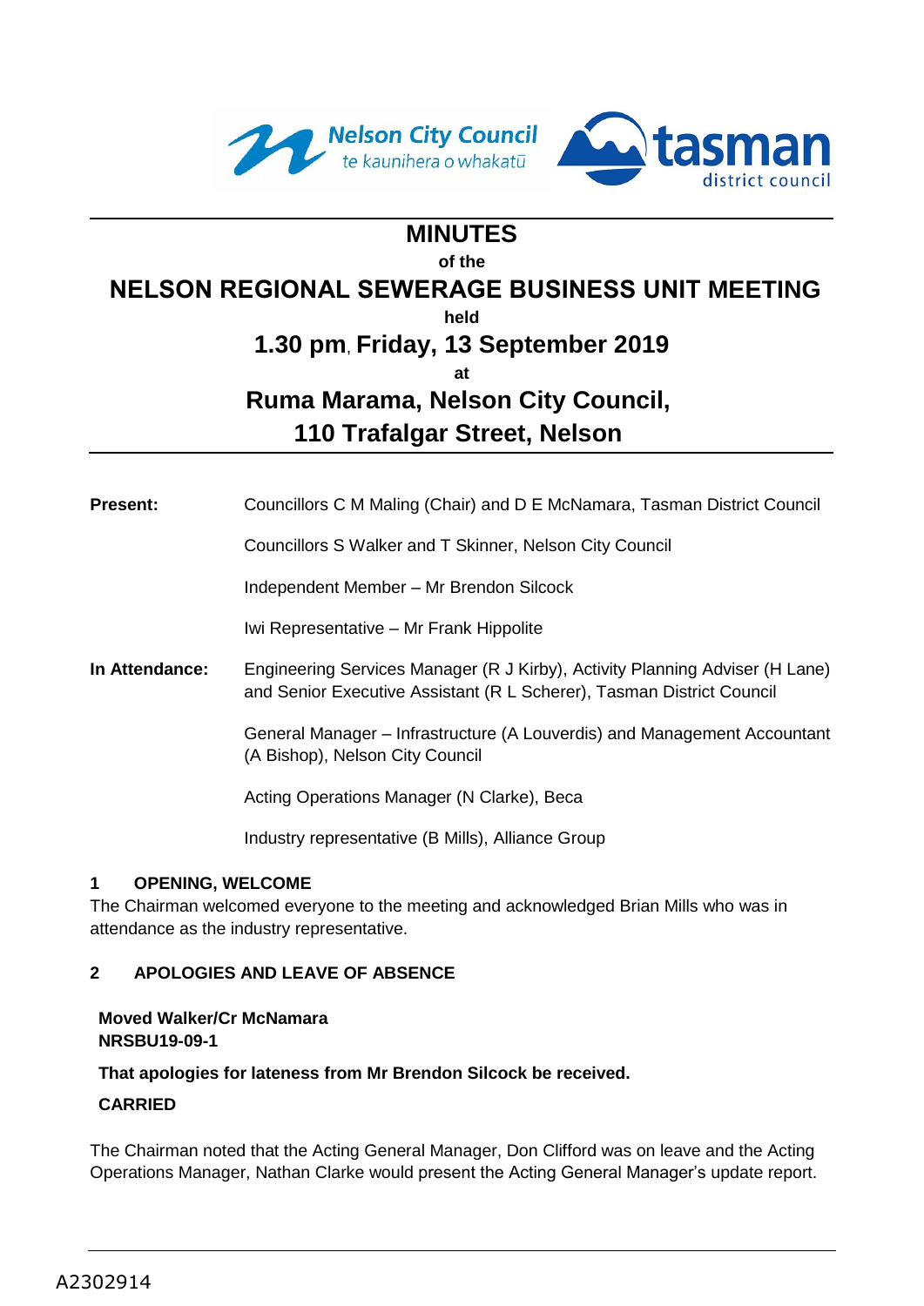# MINUTES

of the

## NELSON REGIONAL SEWERAGE BUSINESS UNIT MEETING

held

## 1.30 pm, Friday, 13 September 2019

at

## Ruma Marama, Nelson City Council, 110 Trafalgar Street, Nelson

---

**Present:** Councillors C M Maling (Chair) and D E McNamara, Tasman District Council

Councillors S Walker and T Skinner, Nelson City Council

Independent Member – Mr Brendon Silcock

Iwi Representative – Mr Frank Hippolite

**In Attendance:** Engineering Services Manager (R J Kirby), Activity Planning Adviser (H Lane) and Senior Executive Assistant (R L Scherer), Tasman District Council

General Manager – Infrastructure (A Louverdis) and Management Accountant (A Bishop), Nelson City Council

Acting Operations Manager (N Clarke), Beca

Industry representative (B Mills), Alliance Group

### 1 OPENING, WELCOME

The Chairman welcomed everyone to the meeting and acknowledged Brian Mills who was in attendance as the industry representative.

### 2 APOLOGIES AND LEAVE OF ABSENCE

**Moved Walker/Cr McNamara**
**NRSBU19-09-1**

**That apologies for lateness from Mr Brendon Silcock be received.**

**CARRIED**

The Chairman noted that the Acting General Manager, Don Clifford was on leave and the Acting Operations Manager, Nathan Clarke would present the Acting General Manager's update report.

A2302914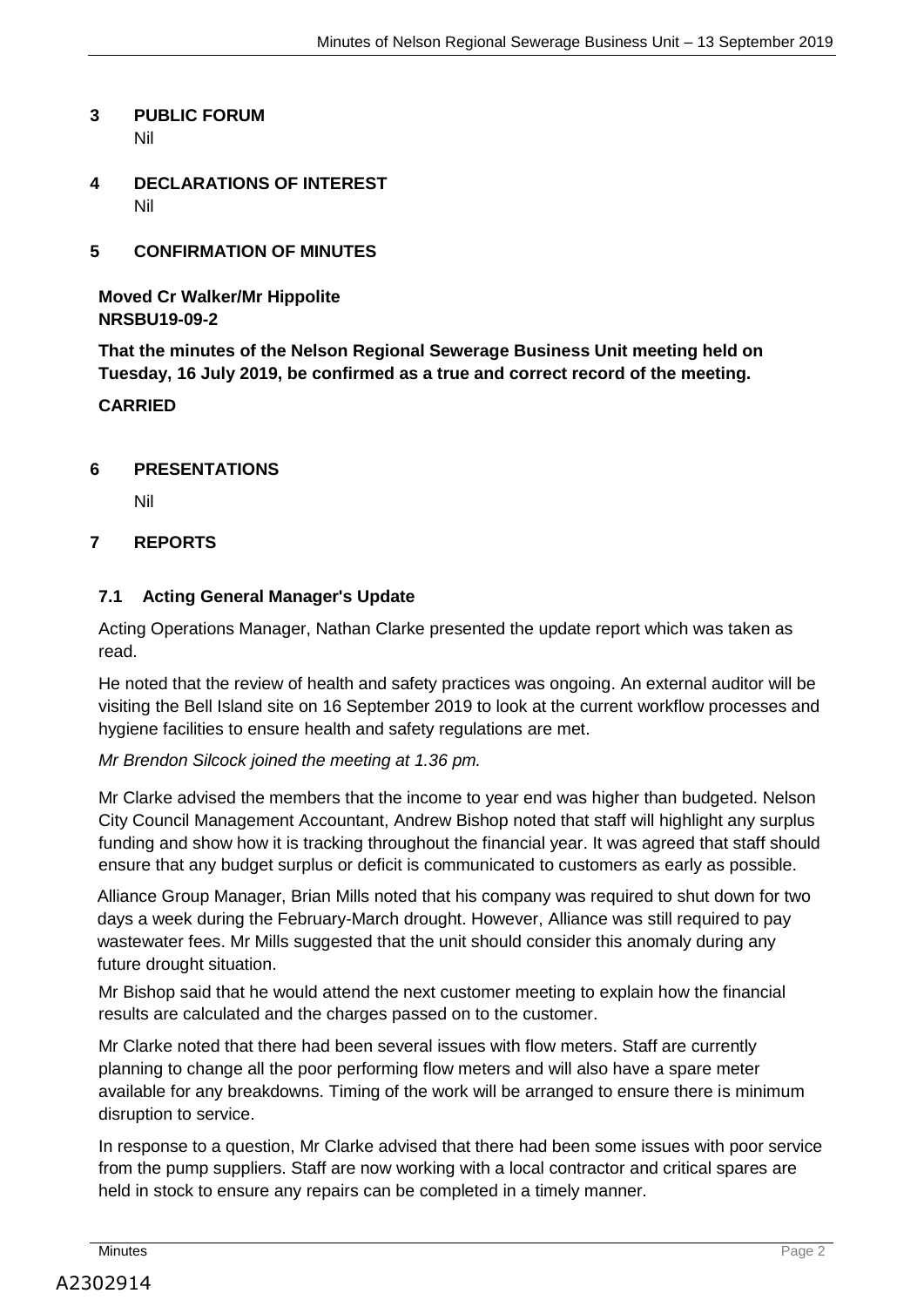## 3 PUBLIC FORUM

Nil

## 4 DECLARATIONS OF INTEREST

Nil

## 5 CONFIRMATION OF MINUTES

**Moved Cr Walker/Mr Hippolite**
**NRSBU19-09-2**

**That the minutes of the Nelson Regional Sewerage Business Unit meeting held on Tuesday, 16 July 2019, be confirmed as a true and correct record of the meeting.**

**CARRIED**

## 6 PRESENTATIONS

Nil

## 7 REPORTS

### 7.1 Acting General Manager's Update

Acting Operations Manager, Nathan Clarke presented the update report which was taken as read.

He noted that the review of health and safety practices was ongoing. An external auditor will be visiting the Bell Island site on 16 September 2019 to look at the current workflow processes and hygiene facilities to ensure health and safety regulations are met.

*Mr Brendon Silcock joined the meeting at 1.36 pm.*

Mr Clarke advised the members that the income to year end was higher than budgeted. Nelson City Council Management Accountant, Andrew Bishop noted that staff will highlight any surplus funding and show how it is tracking throughout the financial year. It was agreed that staff should ensure that any budget surplus or deficit is communicated to customers as early as possible.

Alliance Group Manager, Brian Mills noted that his company was required to shut down for two days a week during the February-March drought. However, Alliance was still required to pay wastewater fees. Mr Mills suggested that the unit should consider this anomaly during any future drought situation.

Mr Bishop said that he would attend the next customer meeting to explain how the financial results are calculated and the charges passed on to the customer.

Mr Clarke noted that there had been several issues with flow meters. Staff are currently planning to change all the poor performing flow meters and will also have a spare meter available for any breakdowns. Timing of the work will be arranged to ensure there is minimum disruption to service.

In response to a question, Mr Clarke advised that there had been some issues with poor service from the pump suppliers. Staff are now working with a local contractor and critical spares are held in stock to ensure any repairs can be completed in a timely manner.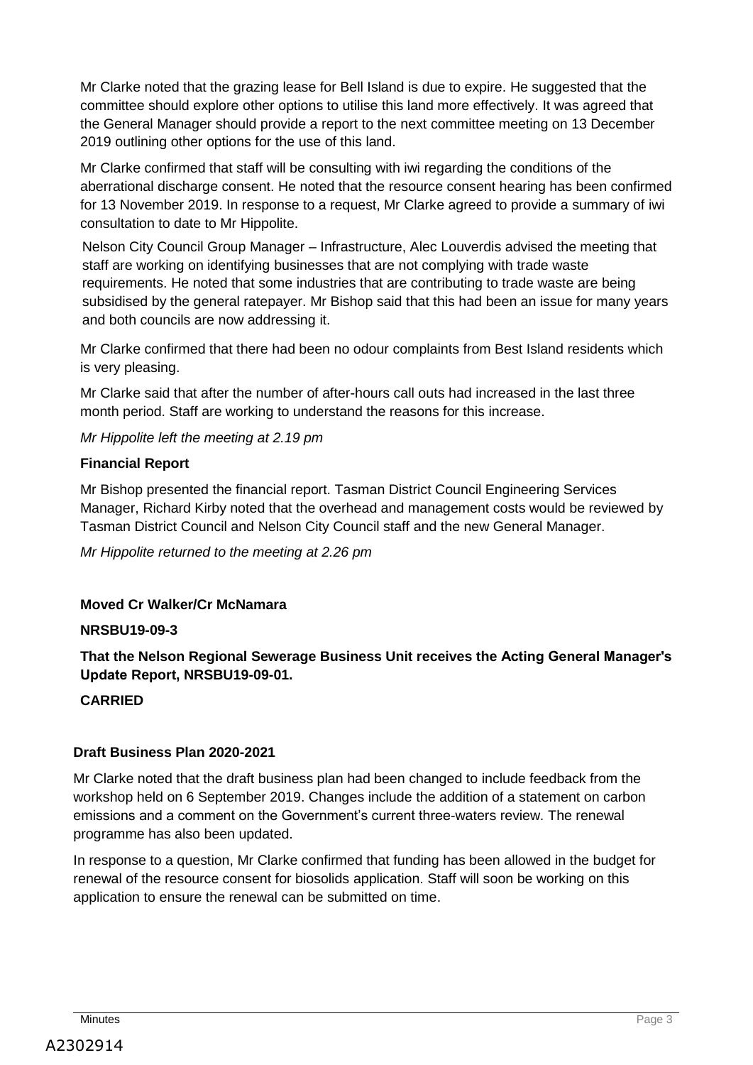Mr Clarke noted that the grazing lease for Bell Island is due to expire. He suggested that the committee should explore other options to utilise this land more effectively. It was agreed that the General Manager should provide a report to the next committee meeting on 13 December 2019 outlining other options for the use of this land.

Mr Clarke confirmed that staff will be consulting with iwi regarding the conditions of the aberrational discharge consent. He noted that the resource consent hearing has been confirmed for 13 November 2019. In response to a request, Mr Clarke agreed to provide a summary of iwi consultation to date to Mr Hippolite.

Nelson City Council Group Manager – Infrastructure, Alec Louverdis advised the meeting that staff are working on identifying businesses that are not complying with trade waste requirements. He noted that some industries that are contributing to trade waste are being subsidised by the general ratepayer. Mr Bishop said that this had been an issue for many years and both councils are now addressing it.

Mr Clarke confirmed that there had been no odour complaints from Best Island residents which is very pleasing.

Mr Clarke said that after the number of after-hours call outs had increased in the last three month period. Staff are working to understand the reasons for this increase.

*Mr Hippolite left the meeting at 2.19 pm*

**Financial Report**

Mr Bishop presented the financial report. Tasman District Council Engineering Services Manager, Richard Kirby noted that the overhead and management costs would be reviewed by Tasman District Council and Nelson City Council staff and the new General Manager.

*Mr Hippolite returned to the meeting at 2.26 pm*

**Moved Cr Walker/Cr McNamara**

**NRSBU19-09-3**

**That the Nelson Regional Sewerage Business Unit receives the Acting General Manager's Update Report, NRSBU19-09-01.**

**CARRIED**

**Draft Business Plan 2020-2021**

Mr Clarke noted that the draft business plan had been changed to include feedback from the workshop held on 6 September 2019. Changes include the addition of a statement on carbon emissions and a comment on the Government's current three-waters review. The renewal programme has also been updated.

In response to a question, Mr Clarke confirmed that funding has been allowed in the budget for renewal of the resource consent for biosolids application. Staff will soon be working on this application to ensure the renewal can be submitted on time.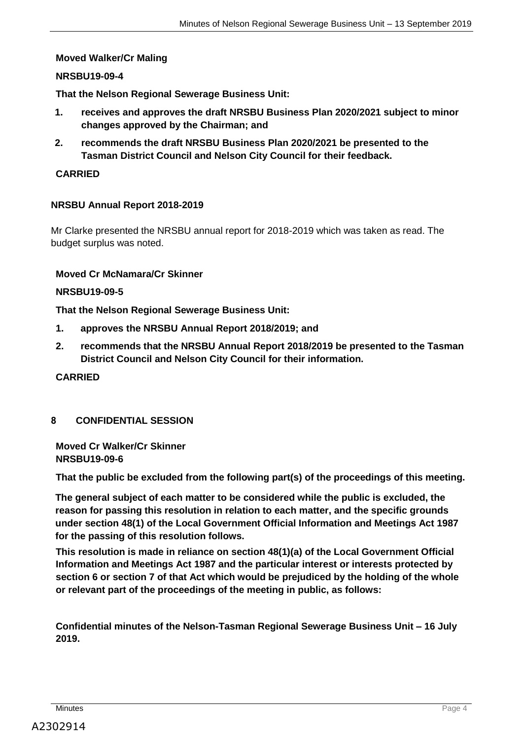**Moved Walker/Cr Maling**

**NRSBU19-09-4**

**That the Nelson Regional Sewerage Business Unit:**

1. **receives and approves the draft NRSBU Business Plan 2020/2021 subject to minor changes approved by the Chairman; and**
2. **recommends the draft NRSBU Business Plan 2020/2021 be presented to the Tasman District Council and Nelson City Council for their feedback.**

**CARRIED**

**NRSBU Annual Report 2018-2019**

Mr Clarke presented the NRSBU annual report for 2018-2019 which was taken as read. The budget surplus was noted.

**Moved Cr McNamara/Cr Skinner**

**NRSBU19-09-5**

**That the Nelson Regional Sewerage Business Unit:**

1. **approves the NRSBU Annual Report 2018/2019; and**
2. **recommends that the NRSBU Annual Report 2018/2019 be presented to the Tasman District Council and Nelson City Council for their information.**

**CARRIED**

## 8 CONFIDENTIAL SESSION

**Moved Cr Walker/Cr Skinner**
**NRSBU19-09-6**

**That the public be excluded from the following part(s) of the proceedings of this meeting.**

**The general subject of each matter to be considered while the public is excluded, the reason for passing this resolution in relation to each matter, and the specific grounds under section 48(1) of the Local Government Official Information and Meetings Act 1987 for the passing of this resolution follows.**

**This resolution is made in reliance on section 48(1)(a) of the Local Government Official Information and Meetings Act 1987 and the particular interest or interests protected by section 6 or section 7 of that Act which would be prejudiced by the holding of the whole or relevant part of the proceedings of the meeting in public, as follows:**

**Confidential minutes of the Nelson-Tasman Regional Sewerage Business Unit – 16 July 2019.**

A2302914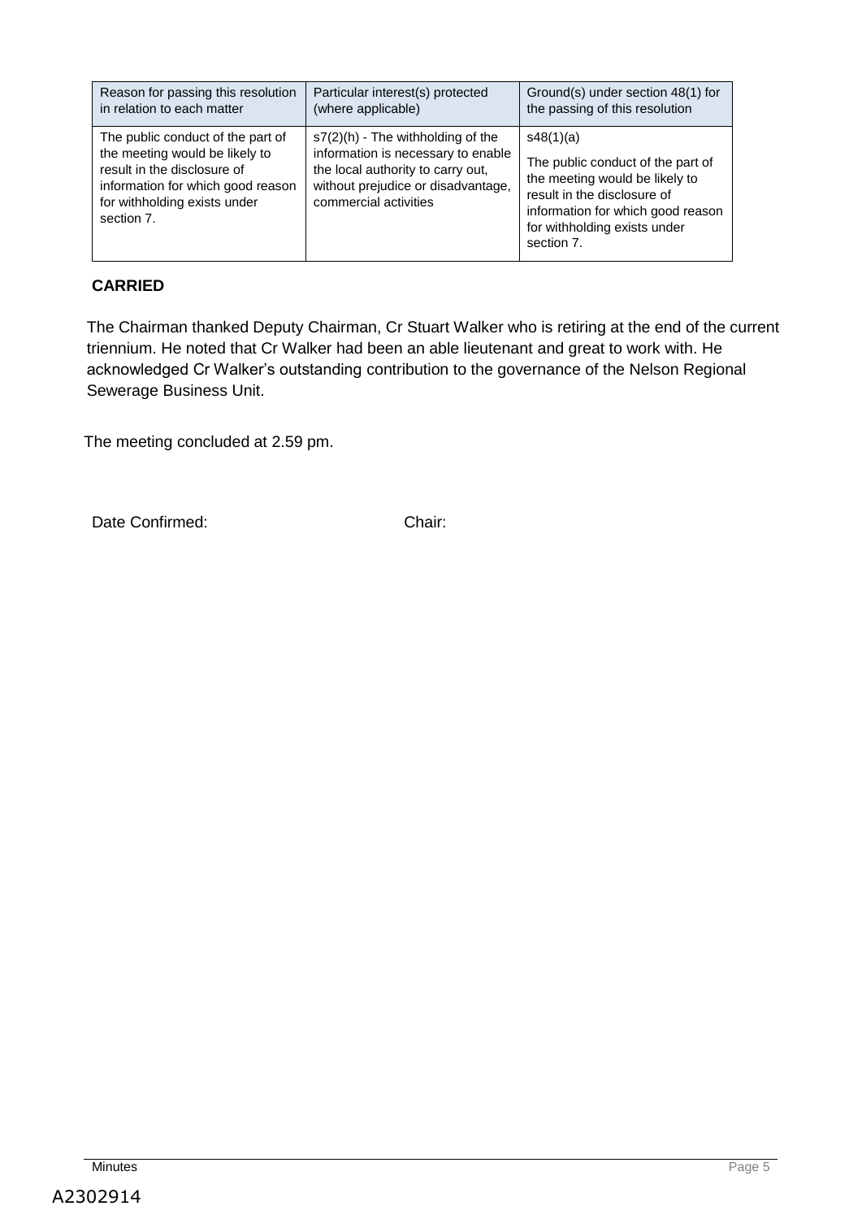| Reason for passing this resolution in relation to each matter | Particular interest(s) protected (where applicable) | Ground(s) under section 48(1) for the passing of this resolution |
| --- | --- | --- |
| The public conduct of the part of the meeting would be likely to result in the disclosure of information for which good reason for withholding exists under section 7. | s7(2)(h) - The withholding of the information is necessary to enable the local authority to carry out, without prejudice or disadvantage, commercial activities | s48(1)(a)<br><br>The public conduct of the part of the meeting would be likely to result in the disclosure of information for which good reason for withholding exists under section 7. |

**CARRIED**

The Chairman thanked Deputy Chairman, Cr Stuart Walker who is retiring at the end of the current triennium. He noted that Cr Walker had been an able lieutenant and great to work with. He acknowledged Cr Walker's outstanding contribution to the governance of the Nelson Regional Sewerage Business Unit.

The meeting concluded at 2.59 pm.

Date Confirmed: Chair: